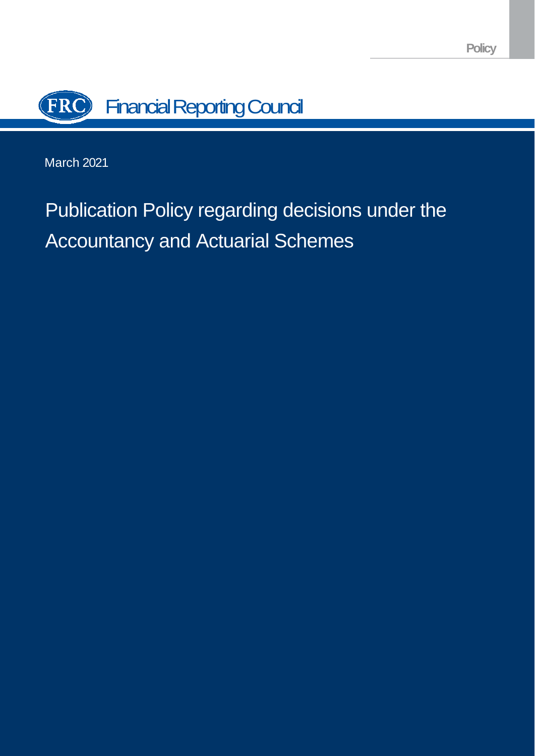Policy

Financial Reporting Council

March 2021

# Publication Policy regarding decisions under the Accountancy and Actuarial Schemes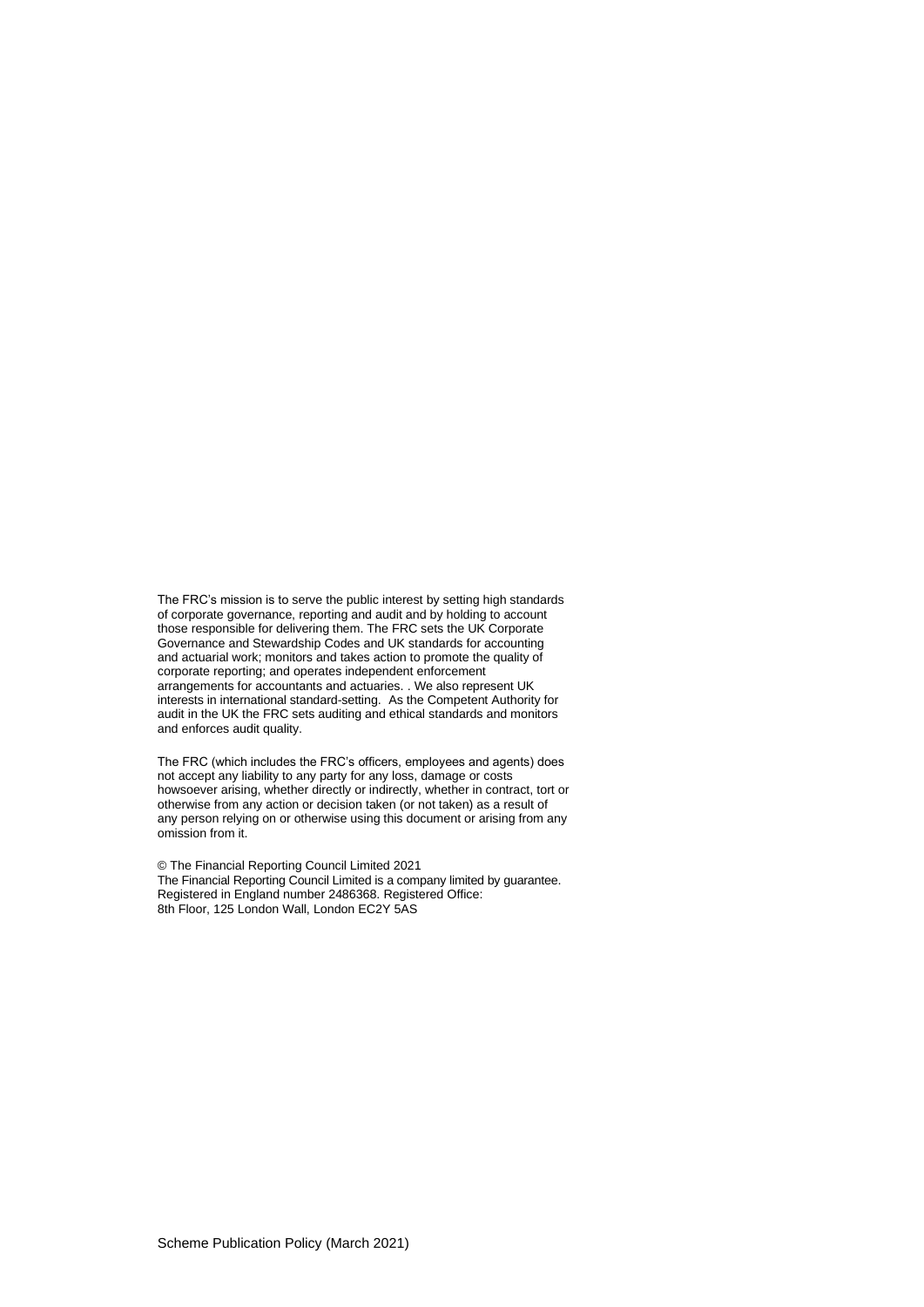The FRC's mission is to serve the public interest by setting high standards of corporate governance, reporting and audit and by holding to account those responsible for delivering them. The FRC sets the UK Corporate Governance and Stewardship Codes and UK standards for accounting and actuarial work; monitors and takes action to promote the quality of corporate reporting; and operates independent enforcement arrangements for accountants and actuaries. . We also represent UK interests in international standard-setting. As the Competent Authority for audit in the UK the FRC sets auditing and ethical standards and monitors and enforces audit quality.

The FRC (which includes the FRC's officers, employees and agents) does not accept any liability to any party for any loss, damage or costs howsoever arising, whether directly or indirectly, whether in contract, tort or otherwise from any action or decision taken (or not taken) as a result of any person relying on or otherwise using this document or arising from any omission from it.

© The Financial Reporting Council Limited 2021
The Financial Reporting Council Limited is a company limited by guarantee. Registered in England number 2486368. Registered Office:
8th Floor, 125 London Wall, London EC2Y 5AS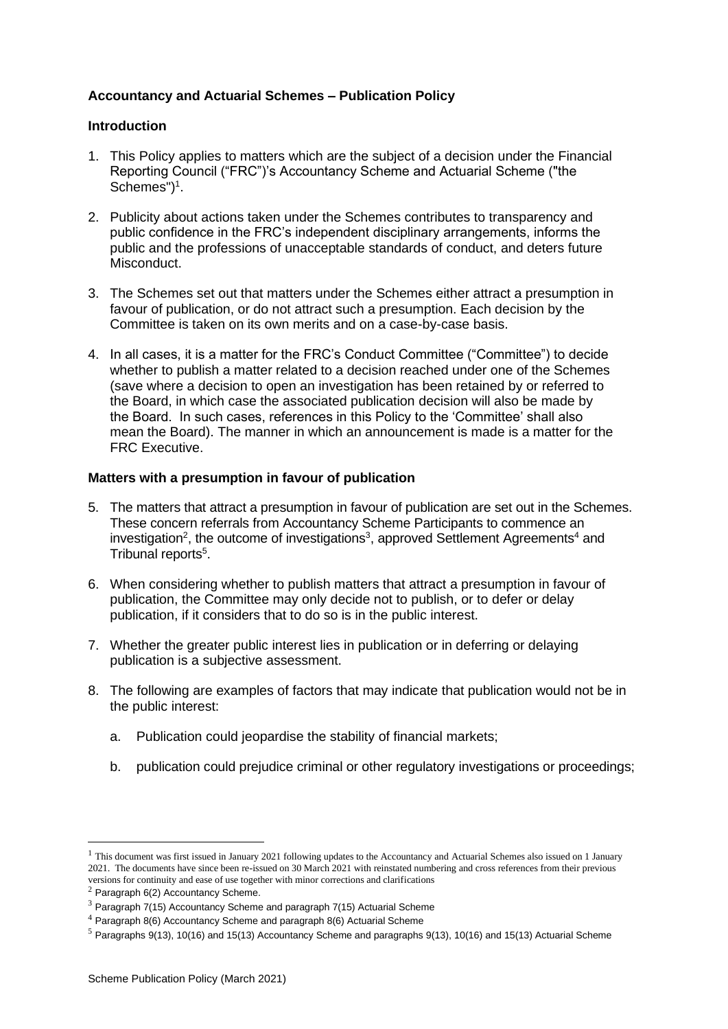**Accountancy and Actuarial Schemes – Publication Policy**

**Introduction**

1. This Policy applies to matters which are the subject of a decision under the Financial Reporting Council ("FRC")'s Accountancy Scheme and Actuarial Scheme ("the Schemes")[1].

2. Publicity about actions taken under the Schemes contributes to transparency and public confidence in the FRC's independent disciplinary arrangements, informs the public and the professions of unacceptable standards of conduct, and deters future Misconduct.

3. The Schemes set out that matters under the Schemes either attract a presumption in favour of publication, or do not attract such a presumption. Each decision by the Committee is taken on its own merits and on a case-by-case basis.

4. In all cases, it is a matter for the FRC's Conduct Committee ("Committee") to decide whether to publish a matter related to a decision reached under one of the Schemes (save where a decision to open an investigation has been retained by or referred to the Board, in which case the associated publication decision will also be made by the Board. In such cases, references in this Policy to the 'Committee' shall also mean the Board). The manner in which an announcement is made is a matter for the FRC Executive.

**Matters with a presumption in favour of publication**

5. The matters that attract a presumption in favour of publication are set out in the Schemes. These concern referrals from Accountancy Scheme Participants to commence an investigation[2], the outcome of investigations[3], approved Settlement Agreements[4] and Tribunal reports[5].

6. When considering whether to publish matters that attract a presumption in favour of publication, the Committee may only decide not to publish, or to defer or delay publication, if it considers that to do so is in the public interest.

7. Whether the greater public interest lies in publication or in deferring or delaying publication is a subjective assessment.

8. The following are examples of factors that may indicate that publication would not be in the public interest:

    a. Publication could jeopardise the stability of financial markets;

    b. publication could prejudice criminal or other regulatory investigations or proceedings;

---

[1] This document was first issued in January 2021 following updates to the Accountancy and Actuarial Schemes also issued on 1 January 2021. The documents have since been re-issued on 30 March 2021 with reinstated numbering and cross references from their previous versions for continuity and ease of use together with minor corrections and clarifications

[2] Paragraph 6(2) Accountancy Scheme.

[3] Paragraph 7(15) Accountancy Scheme and paragraph 7(15) Actuarial Scheme

[4] Paragraph 8(6) Accountancy Scheme and paragraph 8(6) Actuarial Scheme

[5] Paragraphs 9(13), 10(16) and 15(13) Accountancy Scheme and paragraphs 9(13), 10(16) and 15(13) Actuarial Scheme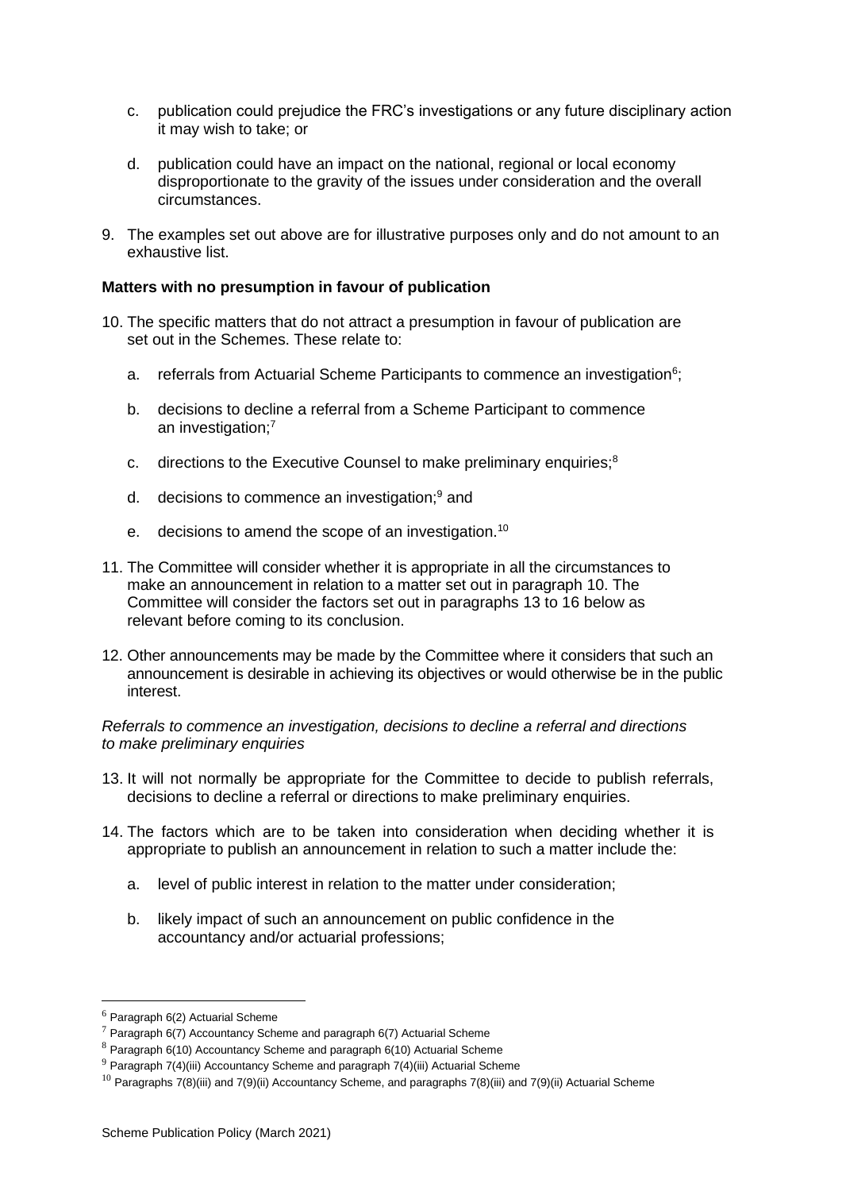c. publication could prejudice the FRC's investigations or any future disciplinary action it may wish to take; or

d. publication could have an impact on the national, regional or local economy disproportionate to the gravity of the issues under consideration and the overall circumstances.

9. The examples set out above are for illustrative purposes only and do not amount to an exhaustive list.

**Matters with no presumption in favour of publication**

10. The specific matters that do not attract a presumption in favour of publication are set out in the Schemes. These relate to:

    a. referrals from Actuarial Scheme Participants to commence an investigation[6];

    b. decisions to decline a referral from a Scheme Participant to commence an investigation;[7]

    c. directions to the Executive Counsel to make preliminary enquiries;[8]

    d. decisions to commence an investigation;[9] and

    e. decisions to amend the scope of an investigation.[10]

11. The Committee will consider whether it is appropriate in all the circumstances to make an announcement in relation to a matter set out in paragraph 10. The Committee will consider the factors set out in paragraphs 13 to 16 below as relevant before coming to its conclusion.

12. Other announcements may be made by the Committee where it considers that such an announcement is desirable in achieving its objectives or would otherwise be in the public interest.

*Referrals to commence an investigation, decisions to decline a referral and directions to make preliminary enquiries*

13. It will not normally be appropriate for the Committee to decide to publish referrals, decisions to decline a referral or directions to make preliminary enquiries.

14. The factors which are to be taken into consideration when deciding whether it is appropriate to publish an announcement in relation to such a matter include the:

    a. level of public interest in relation to the matter under consideration;

    b. likely impact of such an announcement on public confidence in the accountancy and/or actuarial professions;

---

[6] Paragraph 6(2) Actuarial Scheme

[7] Paragraph 6(7) Accountancy Scheme and paragraph 6(7) Actuarial Scheme

[8] Paragraph 6(10) Accountancy Scheme and paragraph 6(10) Actuarial Scheme

[9] Paragraph 7(4)(iii) Accountancy Scheme and paragraph 7(4)(iii) Actuarial Scheme

[10] Paragraphs 7(8)(iii) and 7(9)(ii) Accountancy Scheme, and paragraphs 7(8)(iii) and 7(9)(ii) Actuarial Scheme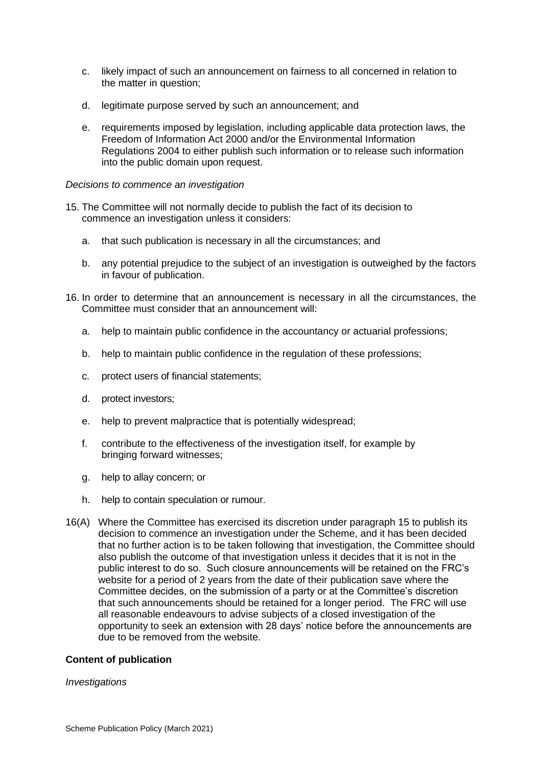c. likely impact of such an announcement on fairness to all concerned in relation to the matter in question;

d. legitimate purpose served by such an announcement; and

e. requirements imposed by legislation, including applicable data protection laws, the Freedom of Information Act 2000 and/or the Environmental Information Regulations 2004 to either publish such information or to release such information into the public domain upon request.

*Decisions to commence an investigation*

15. The Committee will not normally decide to publish the fact of its decision to commence an investigation unless it considers:

    a. that such publication is necessary in all the circumstances; and

    b. any potential prejudice to the subject of an investigation is outweighed by the factors in favour of publication.

16. In order to determine that an announcement is necessary in all the circumstances, the Committee must consider that an announcement will:

    a. help to maintain public confidence in the accountancy or actuarial professions;

    b. help to maintain public confidence in the regulation of these professions;

    c. protect users of financial statements;

    d. protect investors;

    e. help to prevent malpractice that is potentially widespread;

    f. contribute to the effectiveness of the investigation itself, for example by bringing forward witnesses;

    g. help to allay concern; or

    h. help to contain speculation or rumour.

16(A) Where the Committee has exercised its discretion under paragraph 15 to publish its decision to commence an investigation under the Scheme, and it has been decided that no further action is to be taken following that investigation, the Committee should also publish the outcome of that investigation unless it decides that it is not in the public interest to do so. Such closure announcements will be retained on the FRC's website for a period of 2 years from the date of their publication save where the Committee decides, on the submission of a party or at the Committee's discretion that such announcements should be retained for a longer period. The FRC will use all reasonable endeavours to advise subjects of a closed investigation of the opportunity to seek an extension with 28 days' notice before the announcements are due to be removed from the website.

**Content of publication**

*Investigations*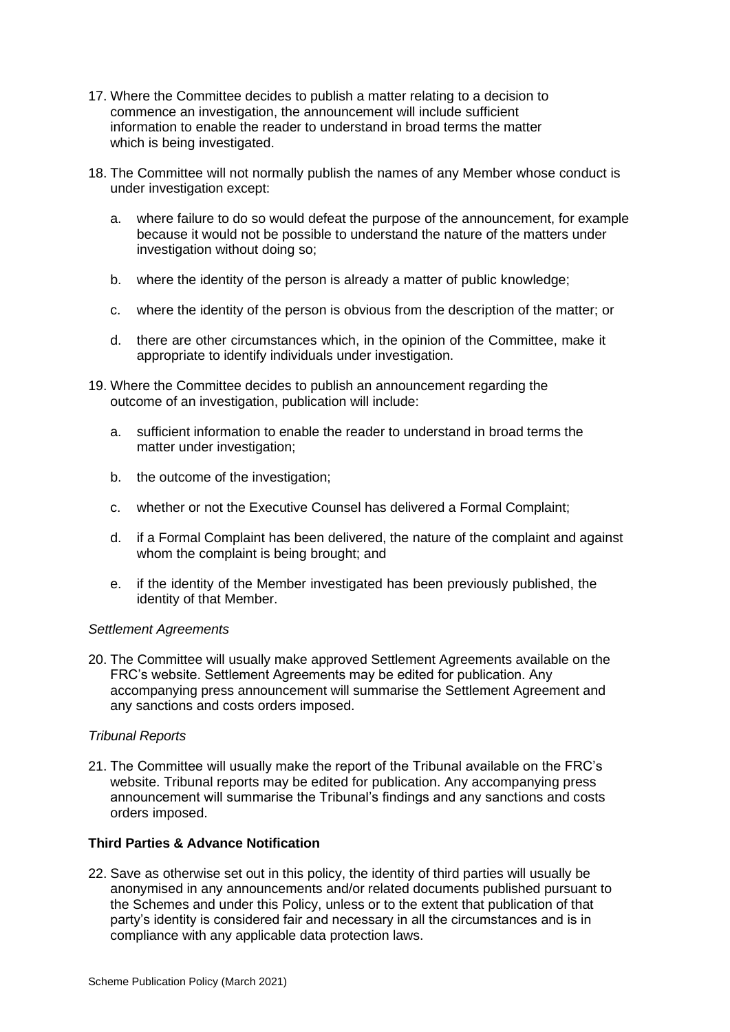17. Where the Committee decides to publish a matter relating to a decision to commence an investigation, the announcement will include sufficient information to enable the reader to understand in broad terms the matter which is being investigated.

18. The Committee will not normally publish the names of any Member whose conduct is under investigation except:

    a. where failure to do so would defeat the purpose of the announcement, for example because it would not be possible to understand the nature of the matters under investigation without doing so;

    b. where the identity of the person is already a matter of public knowledge;

    c. where the identity of the person is obvious from the description of the matter; or

    d. there are other circumstances which, in the opinion of the Committee, make it appropriate to identify individuals under investigation.

19. Where the Committee decides to publish an announcement regarding the outcome of an investigation, publication will include:

    a. sufficient information to enable the reader to understand in broad terms the matter under investigation;

    b. the outcome of the investigation;

    c. whether or not the Executive Counsel has delivered a Formal Complaint;

    d. if a Formal Complaint has been delivered, the nature of the complaint and against whom the complaint is being brought; and

    e. if the identity of the Member investigated has been previously published, the identity of that Member.

*Settlement Agreements*

20. The Committee will usually make approved Settlement Agreements available on the FRC's website. Settlement Agreements may be edited for publication. Any accompanying press announcement will summarise the Settlement Agreement and any sanctions and costs orders imposed.

*Tribunal Reports*

21. The Committee will usually make the report of the Tribunal available on the FRC's website. Tribunal reports may be edited for publication. Any accompanying press announcement will summarise the Tribunal's findings and any sanctions and costs orders imposed.

**Third Parties & Advance Notification**

22. Save as otherwise set out in this policy, the identity of third parties will usually be anonymised in any announcements and/or related documents published pursuant to the Schemes and under this Policy, unless or to the extent that publication of that party's identity is considered fair and necessary in all the circumstances and is in compliance with any applicable data protection laws.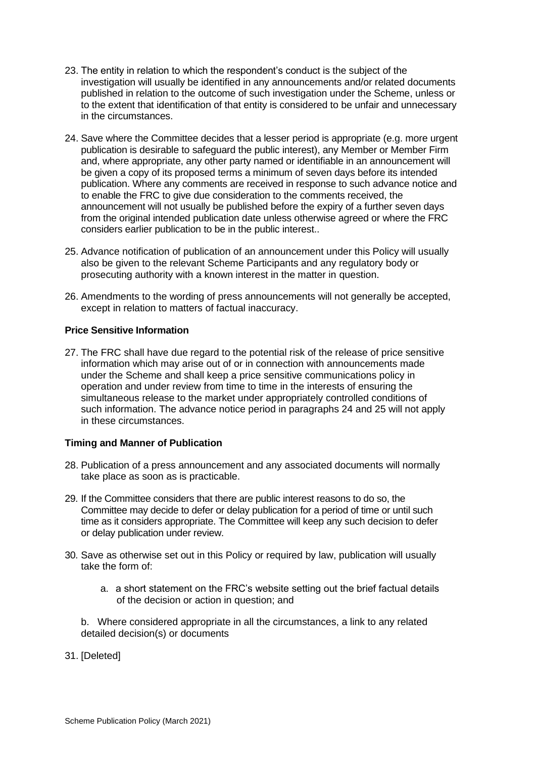23. The entity in relation to which the respondent's conduct is the subject of the investigation will usually be identified in any announcements and/or related documents published in relation to the outcome of such investigation under the Scheme, unless or to the extent that identification of that entity is considered to be unfair and unnecessary in the circumstances.

24. Save where the Committee decides that a lesser period is appropriate (e.g. more urgent publication is desirable to safeguard the public interest), any Member or Member Firm and, where appropriate, any other party named or identifiable in an announcement will be given a copy of its proposed terms a minimum of seven days before its intended publication. Where any comments are received in response to such advance notice and to enable the FRC to give due consideration to the comments received, the announcement will not usually be published before the expiry of a further seven days from the original intended publication date unless otherwise agreed or where the FRC considers earlier publication to be in the public interest..

25. Advance notification of publication of an announcement under this Policy will usually also be given to the relevant Scheme Participants and any regulatory body or prosecuting authority with a known interest in the matter in question.

26. Amendments to the wording of press announcements will not generally be accepted, except in relation to matters of factual inaccuracy.

**Price Sensitive Information**

27. The FRC shall have due regard to the potential risk of the release of price sensitive information which may arise out of or in connection with announcements made under the Scheme and shall keep a price sensitive communications policy in operation and under review from time to time in the interests of ensuring the simultaneous release to the market under appropriately controlled conditions of such information. The advance notice period in paragraphs 24 and 25 will not apply in these circumstances.

**Timing and Manner of Publication**

28. Publication of a press announcement and any associated documents will normally take place as soon as is practicable.

29. If the Committee considers that there are public interest reasons to do so, the Committee may decide to defer or delay publication for a period of time or until such time as it considers appropriate. The Committee will keep any such decision to defer or delay publication under review.

30. Save as otherwise set out in this Policy or required by law, publication will usually take the form of:

    a. a short statement on the FRC's website setting out the brief factual details of the decision or action in question; and

    b. Where considered appropriate in all the circumstances, a link to any related detailed decision(s) or documents

31. [Deleted]

Scheme Publication Policy (March 2021)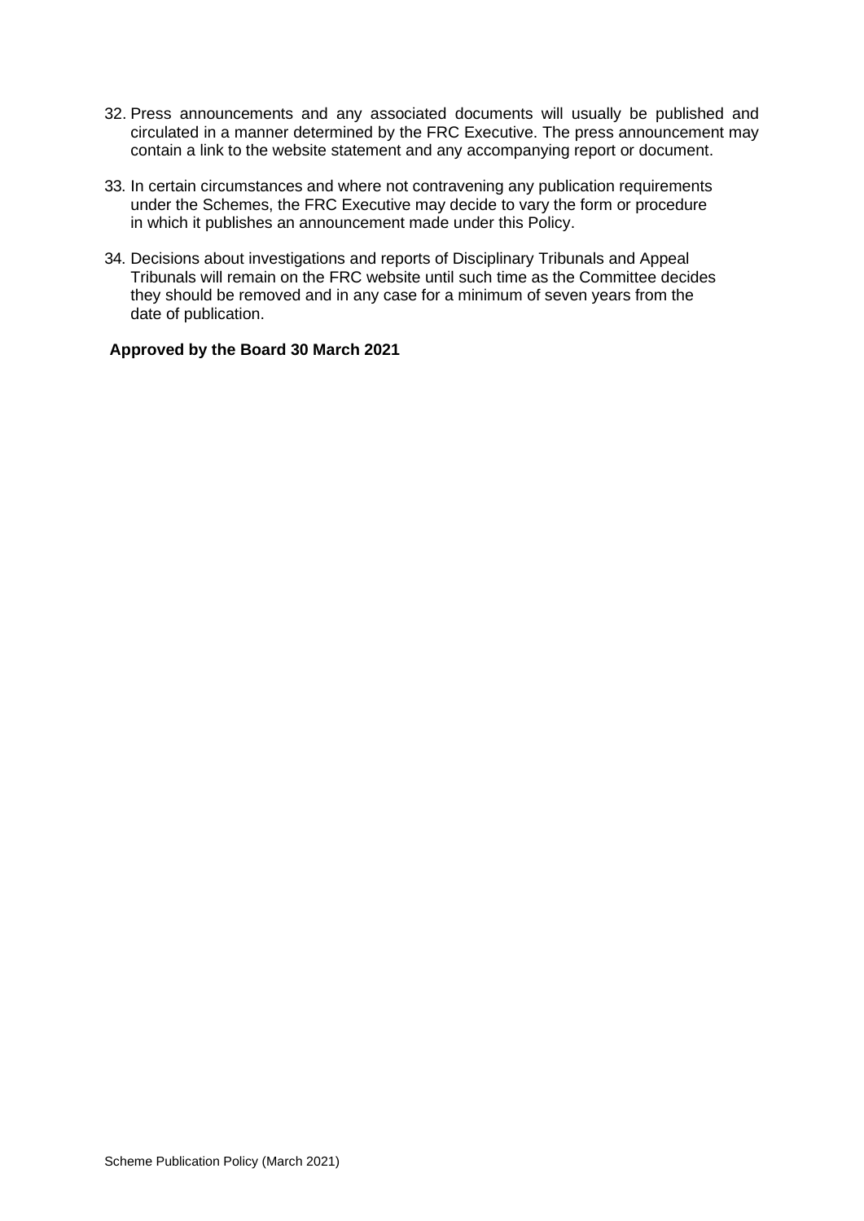32. Press announcements and any associated documents will usually be published and circulated in a manner determined by the FRC Executive. The press announcement may contain a link to the website statement and any accompanying report or document.

33. In certain circumstances and where not contravening any publication requirements under the Schemes, the FRC Executive may decide to vary the form or procedure in which it publishes an announcement made under this Policy.

34. Decisions about investigations and reports of Disciplinary Tribunals and Appeal Tribunals will remain on the FRC website until such time as the Committee decides they should be removed and in any case for a minimum of seven years from the date of publication.

**Approved by the Board 30 March 2021**